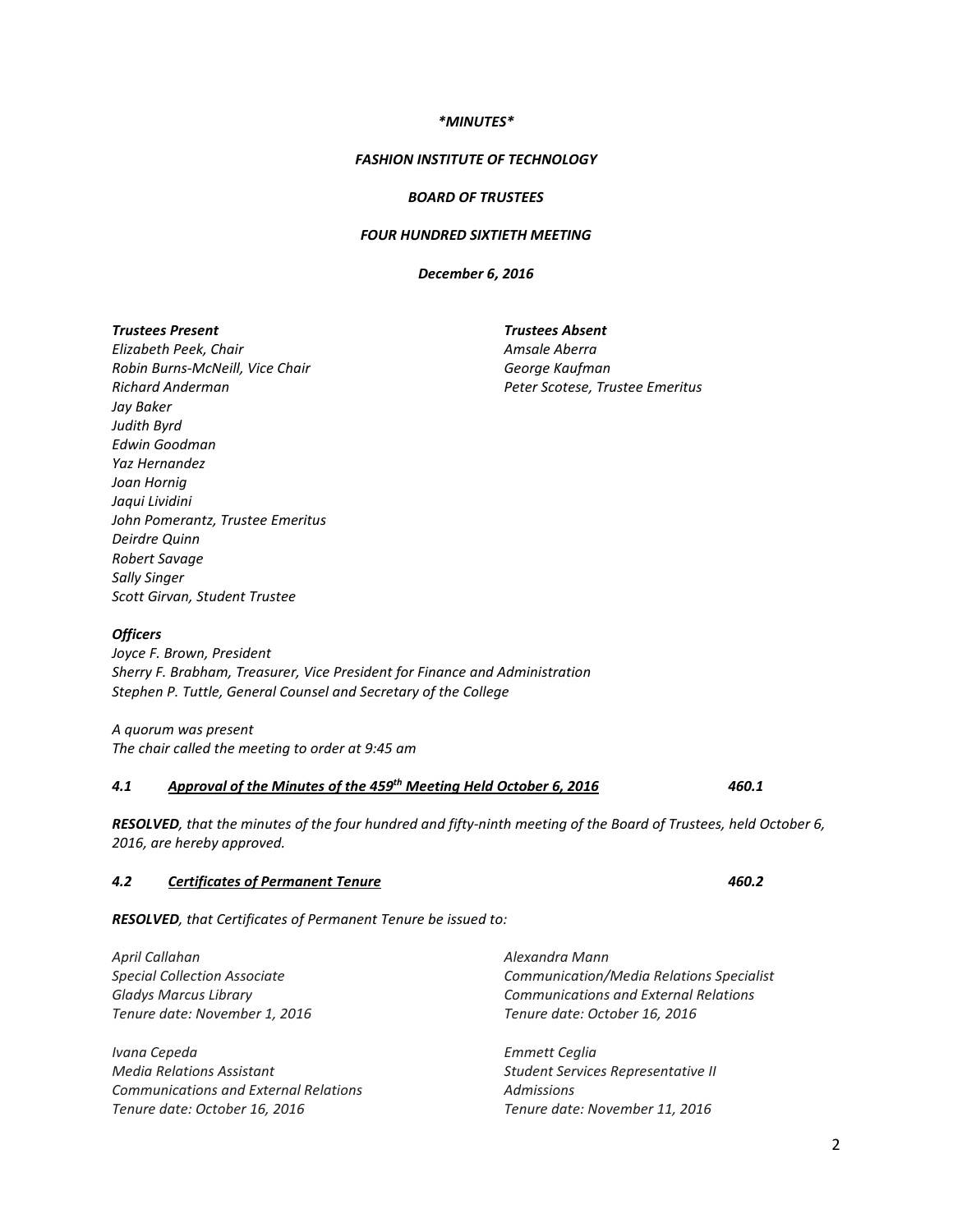***MINUTES***

***FASHION INSTITUTE OF TECHNOLOGY***

***BOARD OF TRUSTEES***

***FOUR HUNDRED SIXTIETH MEETING***

***December 6, 2016***

***Trustees Present***
*Elizabeth Peek, Chair*
*Robin Burns-McNeill, Vice Chair*
*Richard Anderman*
*Jay Baker*
*Judith Byrd*
*Edwin Goodman*
*Yaz Hernandez*
*Joan Hornig*
*Jaqui Lividini*
*John Pomerantz, Trustee Emeritus*
*Deirdre Quinn*
*Robert Savage*
*Sally Singer*
*Scott Girvan, Student Trustee*

***Trustees Absent***
*Amsale Aberra*
*George Kaufman*
*Peter Scotese, Trustee Emeritus*

***Officers***
*Joyce F. Brown, President*
*Sherry F. Brabham, Treasurer, Vice President for Finance and Administration*
*Stephen P. Tuttle, General Counsel and Secretary of the College*

*A quorum was present*
*The chair called the meeting to order at 9:45 am*

### ***4.1 Approval of the Minutes of the 459th Meeting Held October 6, 2016*** ***460.1***

***RESOLVED****, that the minutes of the four hundred and fifty-ninth meeting of the Board of Trustees, held October 6, 2016, are hereby approved.*

### ***4.2 Certificates of Permanent Tenure*** ***460.2***

***RESOLVED****, that Certificates of Permanent Tenure be issued to:*

*April Callahan*
*Special Collection Associate*
*Gladys Marcus Library*
*Tenure date: November 1, 2016*

*Alexandra Mann*
*Communication/Media Relations Specialist*
*Communications and External Relations*
*Tenure date: October 16, 2016*

*Ivana Cepeda*
*Media Relations Assistant*
*Communications and External Relations*
*Tenure date: October 16, 2016*

*Emmett Ceglia*
*Student Services Representative II*
*Admissions*
*Tenure date: November 11, 2016*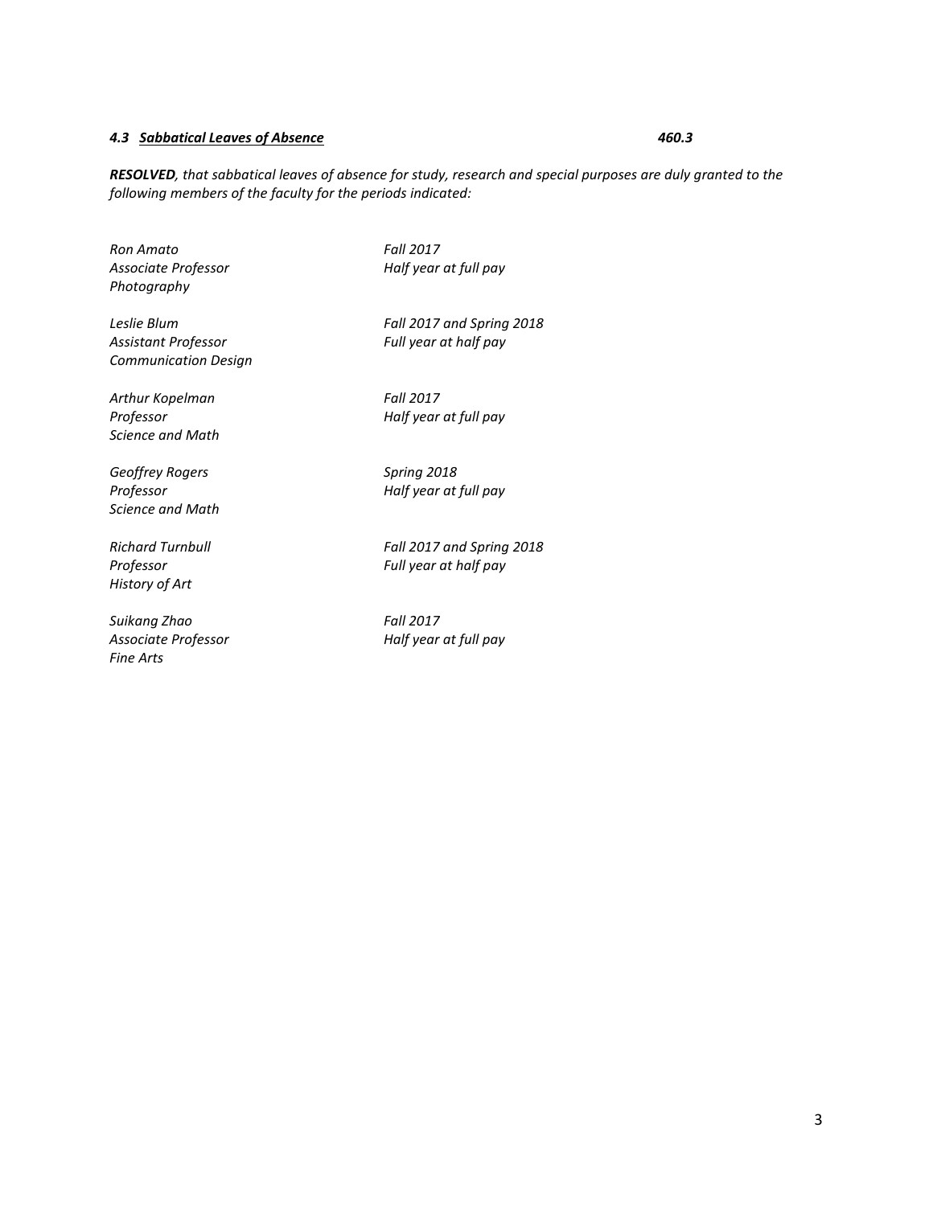### *4.3 Sabbatical Leaves of Absence* *460.3*

***RESOLVED**, that sabbatical leaves of absence for study, research and special purposes are duly granted to the following members of the faculty for the periods indicated:*

| | |
|---|---|
| *Ron Amato*<br>*Associate Professor*<br>*Photography* | *Fall 2017*<br>*Half year at full pay* |
| *Leslie Blum*<br>*Assistant Professor*<br>*Communication Design* | *Fall 2017 and Spring 2018*<br>*Full year at half pay* |
| *Arthur Kopelman*<br>*Professor*<br>*Science and Math* | *Fall 2017*<br>*Half year at full pay* |
| *Geoffrey Rogers*<br>*Professor*<br>*Science and Math* | *Spring 2018*<br>*Half year at full pay* |
| *Richard Turnbull*<br>*Professor*<br>*History of Art* | *Fall 2017 and Spring 2018*<br>*Full year at half pay* |
| *Suikang Zhao*<br>*Associate Professor*<br>*Fine Arts* | *Fall 2017*<br>*Half year at full pay* |